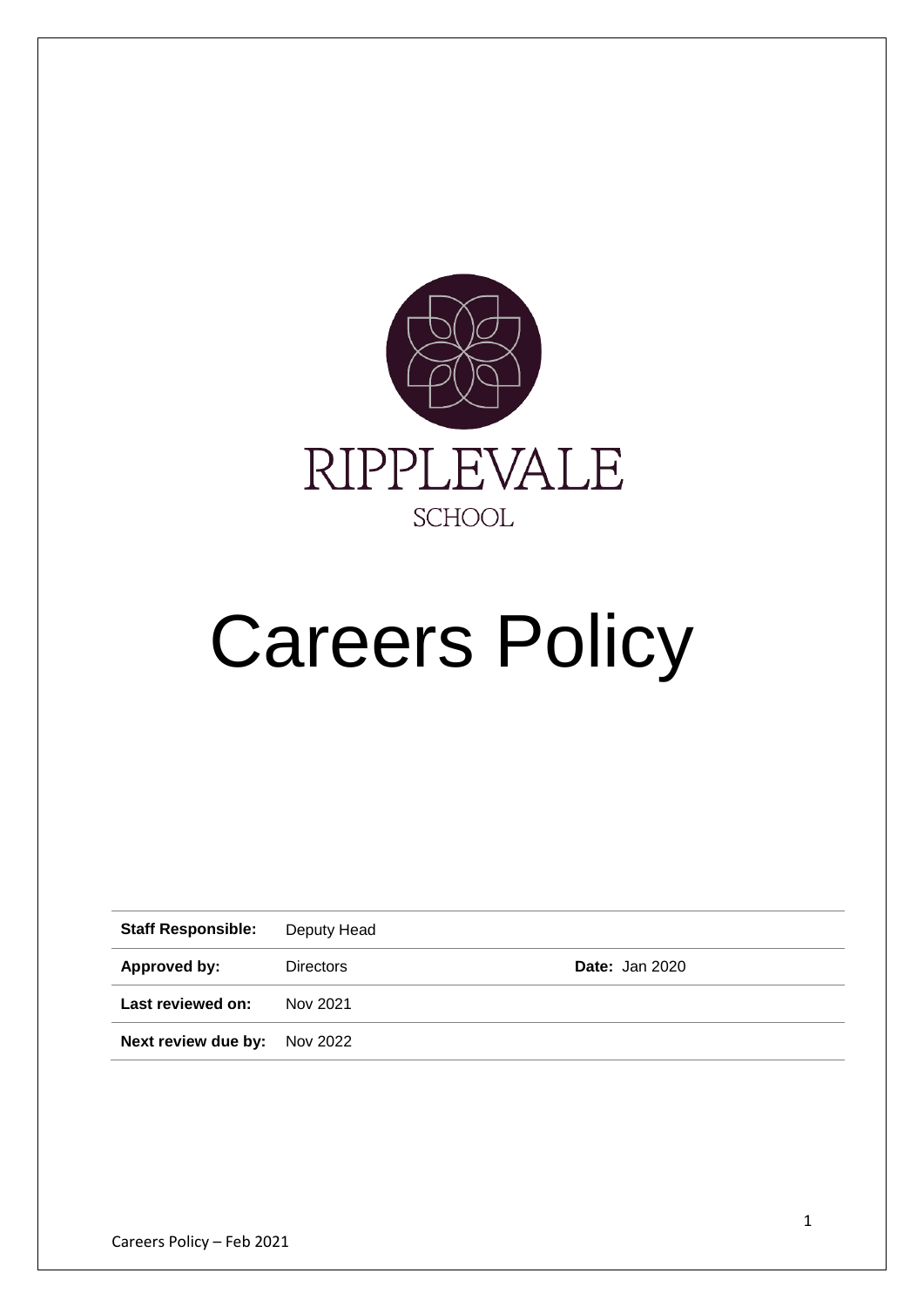RIPPLEVALE

SCHOOL

# Careers Policy

| Staff Responsible: | Deputy Head | |
|---|---|---|
| **Approved by:** | Directors | **Date:** Jan 2020 |
| **Last reviewed on:** | Nov 2021 | |
| **Next review due by:** | Nov 2022 | |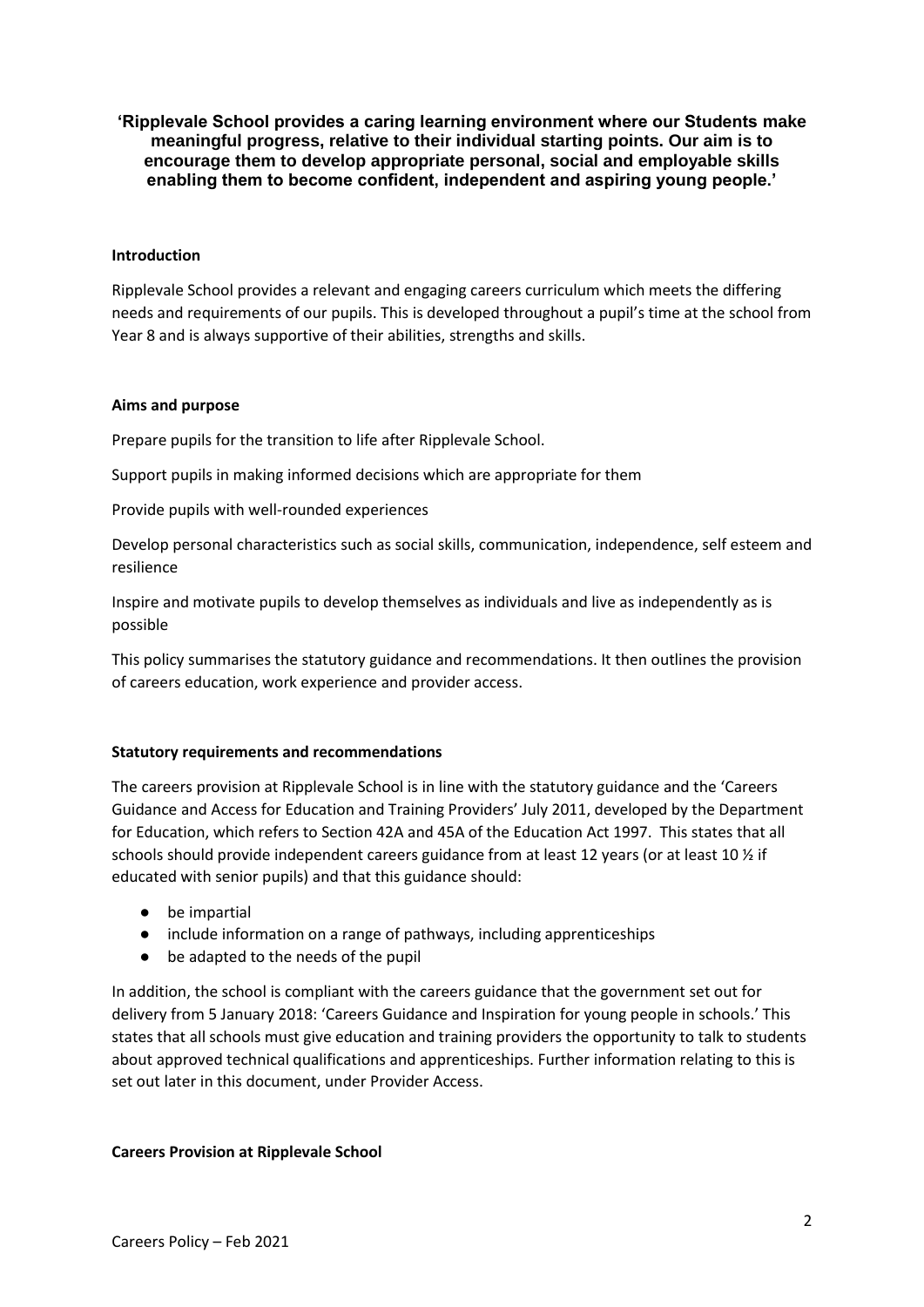**'Ripplevale School provides a caring learning environment where our Students make meaningful progress, relative to their individual starting points. Our aim is to encourage them to develop appropriate personal, social and employable skills enabling them to become confident, independent and aspiring young people.'**

**Introduction**

Ripplevale School provides a relevant and engaging careers curriculum which meets the differing needs and requirements of our pupils. This is developed throughout a pupil's time at the school from Year 8 and is always supportive of their abilities, strengths and skills.

**Aims and purpose**

Prepare pupils for the transition to life after Ripplevale School.

Support pupils in making informed decisions which are appropriate for them

Provide pupils with well-rounded experiences

Develop personal characteristics such as social skills, communication, independence, self esteem and resilience

Inspire and motivate pupils to develop themselves as individuals and live as independently as is possible

This policy summarises the statutory guidance and recommendations. It then outlines the provision of careers education, work experience and provider access.

**Statutory requirements and recommendations**

The careers provision at Ripplevale School is in line with the statutory guidance and the 'Careers Guidance and Access for Education and Training Providers' July 2011, developed by the Department for Education, which refers to Section 42A and 45A of the Education Act 1997. This states that all schools should provide independent careers guidance from at least 12 years (or at least 10 ½ if educated with senior pupils) and that this guidance should:

- be impartial
- include information on a range of pathways, including apprenticeships
- be adapted to the needs of the pupil

In addition, the school is compliant with the careers guidance that the government set out for delivery from 5 January 2018: 'Careers Guidance and Inspiration for young people in schools.' This states that all schools must give education and training providers the opportunity to talk to students about approved technical qualifications and apprenticeships. Further information relating to this is set out later in this document, under Provider Access.

**Careers Provision at Ripplevale School**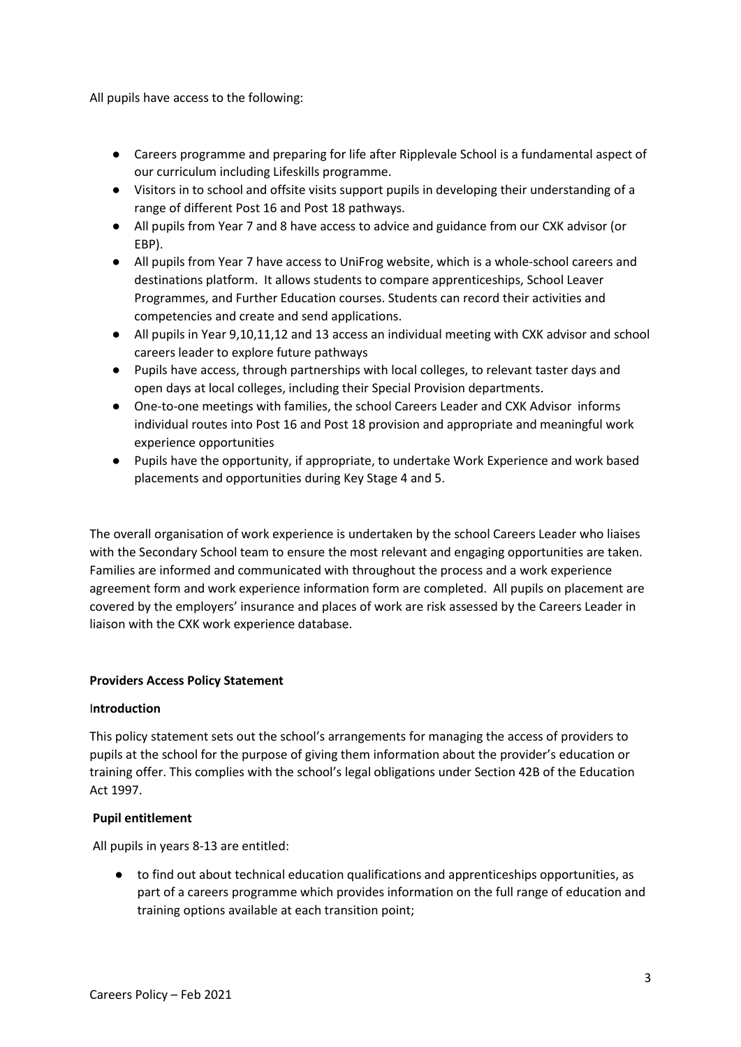All pupils have access to the following:

- Careers programme and preparing for life after Ripplevale School is a fundamental aspect of our curriculum including Lifeskills programme.
- Visitors in to school and offsite visits support pupils in developing their understanding of a range of different Post 16 and Post 18 pathways.
- All pupils from Year 7 and 8 have access to advice and guidance from our CXK advisor (or EBP).
- All pupils from Year 7 have access to UniFrog website, which is a whole-school careers and destinations platform. It allows students to compare apprenticeships, School Leaver Programmes, and Further Education courses. Students can record their activities and competencies and create and send applications.
- All pupils in Year 9,10,11,12 and 13 access an individual meeting with CXK advisor and school careers leader to explore future pathways
- Pupils have access, through partnerships with local colleges, to relevant taster days and open days at local colleges, including their Special Provision departments.
- One-to-one meetings with families, the school Careers Leader and CXK Advisor informs individual routes into Post 16 and Post 18 provision and appropriate and meaningful work experience opportunities
- Pupils have the opportunity, if appropriate, to undertake Work Experience and work based placements and opportunities during Key Stage 4 and 5.

The overall organisation of work experience is undertaken by the school Careers Leader who liaises with the Secondary School team to ensure the most relevant and engaging opportunities are taken. Families are informed and communicated with throughout the process and a work experience agreement form and work experience information form are completed. All pupils on placement are covered by the employers' insurance and places of work are risk assessed by the Careers Leader in liaison with the CXK work experience database.

**Providers Access Policy Statement**

**Introduction**

This policy statement sets out the school's arrangements for managing the access of providers to pupils at the school for the purpose of giving them information about the provider's education or training offer. This complies with the school's legal obligations under Section 42B of the Education Act 1997.

**Pupil entitlement**

All pupils in years 8-13 are entitled:

- to find out about technical education qualifications and apprenticeships opportunities, as part of a careers programme which provides information on the full range of education and training options available at each transition point;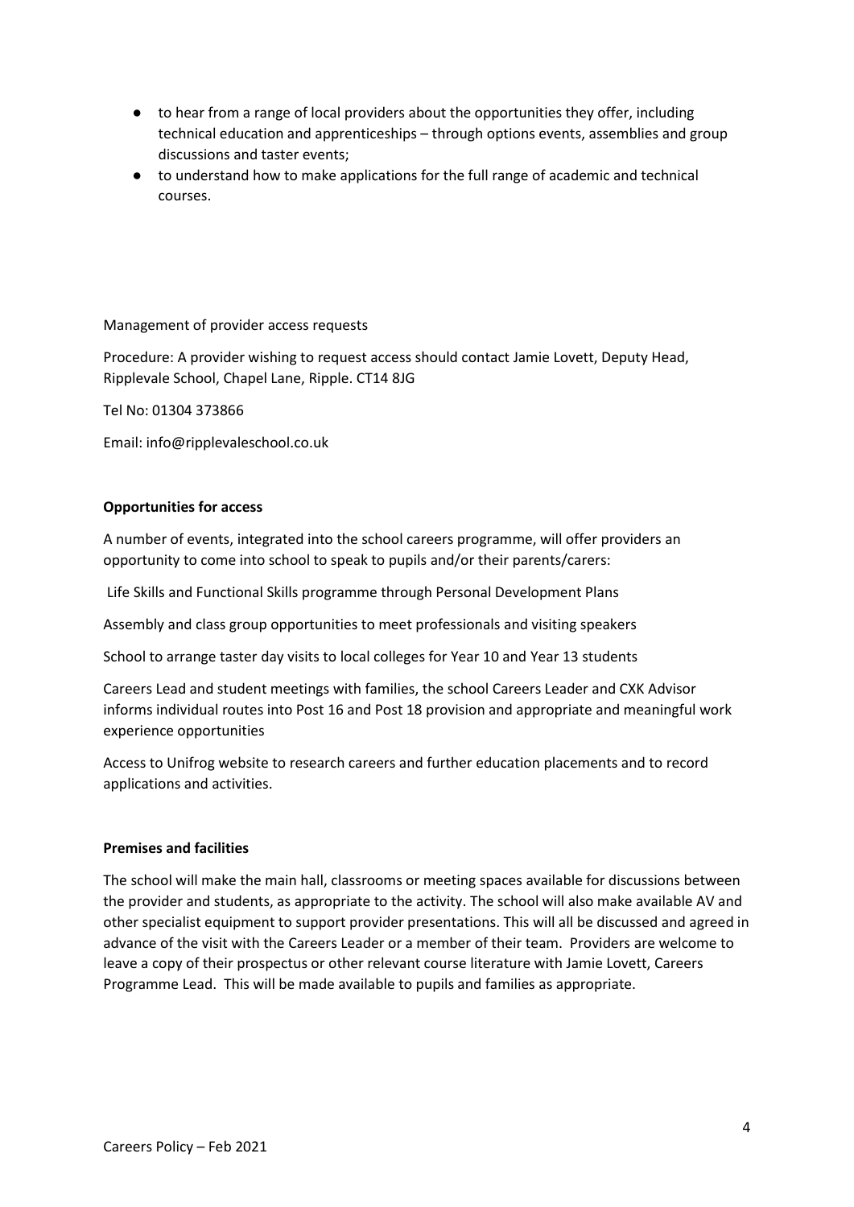- to hear from a range of local providers about the opportunities they offer, including technical education and apprenticeships – through options events, assemblies and group discussions and taster events;
- to understand how to make applications for the full range of academic and technical courses.

Management of provider access requests

Procedure: A provider wishing to request access should contact Jamie Lovett, Deputy Head, Ripplevale School, Chapel Lane, Ripple. CT14 8JG

Tel No: 01304 373866

Email: info@ripplevaleschool.co.uk

**Opportunities for access**

A number of events, integrated into the school careers programme, will offer providers an opportunity to come into school to speak to pupils and/or their parents/carers:

Life Skills and Functional Skills programme through Personal Development Plans

Assembly and class group opportunities to meet professionals and visiting speakers

School to arrange taster day visits to local colleges for Year 10 and Year 13 students

Careers Lead and student meetings with families, the school Careers Leader and CXK Advisor informs individual routes into Post 16 and Post 18 provision and appropriate and meaningful work experience opportunities

Access to Unifrog website to research careers and further education placements and to record applications and activities.

**Premises and facilities**

The school will make the main hall, classrooms or meeting spaces available for discussions between the provider and students, as appropriate to the activity. The school will also make available AV and other specialist equipment to support provider presentations. This will all be discussed and agreed in advance of the visit with the Careers Leader or a member of their team. Providers are welcome to leave a copy of their prospectus or other relevant course literature with Jamie Lovett, Careers Programme Lead. This will be made available to pupils and families as appropriate.